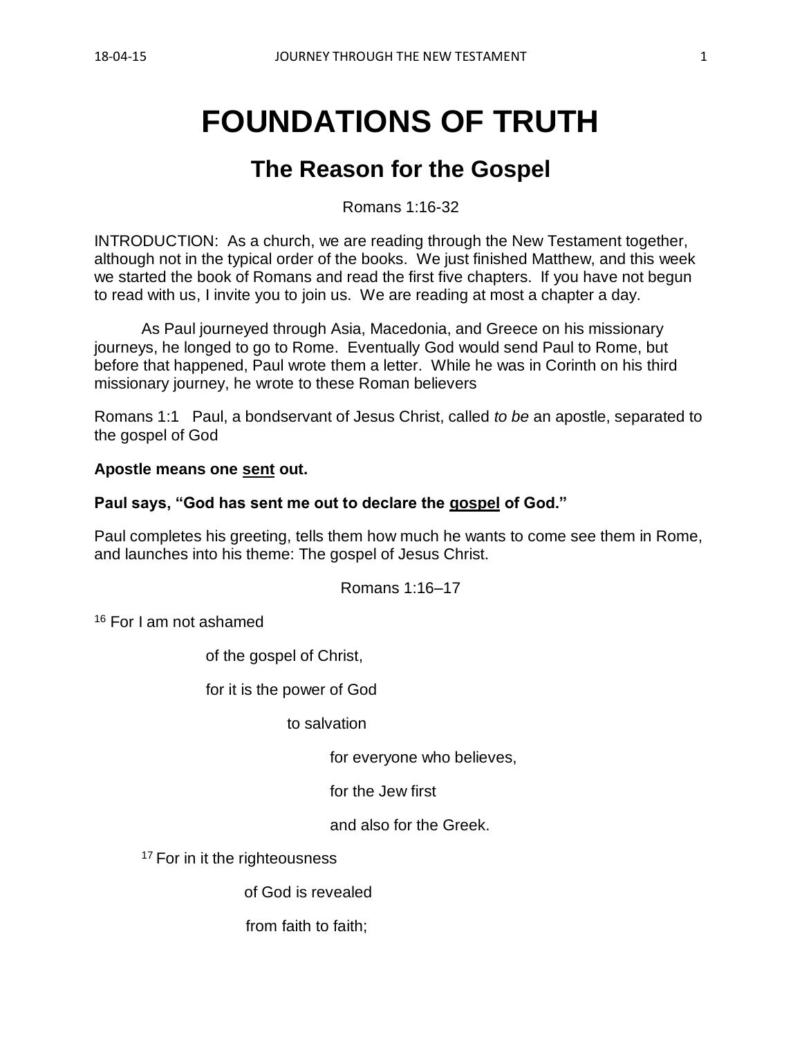# FOUNDATIONS OF TRUTH

## The Reason for the Gospel

Romans 1:16-32

INTRODUCTION: As a church, we are reading through the New Testament together, although not in the typical order of the books. We just finished Matthew, and this week we started the book of Romans and read the first five chapters. If you have not begun to read with us, I invite you to join us. We are reading at most a chapter a day.

As Paul journeyed through Asia, Macedonia, and Greece on his missionary journeys, he longed to go to Rome. Eventually God would send Paul to Rome, but before that happened, Paul wrote them a letter. While he was in Corinth on his third missionary journey, he wrote to these Roman believers

Romans 1:1 Paul, a bondservant of Jesus Christ, called *to be* an apostle, separated to the gospel of God

**Apostle means one <u>sent</u> out.**

**Paul says, "God has sent me out to declare the <u>gospel</u> of God."**

Paul completes his greeting, tells them how much he wants to come see them in Rome, and launches into his theme: The gospel of Jesus Christ.

Romans 1:16–17

[16] For I am not ashamed

of the gospel of Christ,

for it is the power of God

to salvation

for everyone who believes,

for the Jew first

and also for the Greek.

[17] For in it the righteousness

of God is revealed

from faith to faith;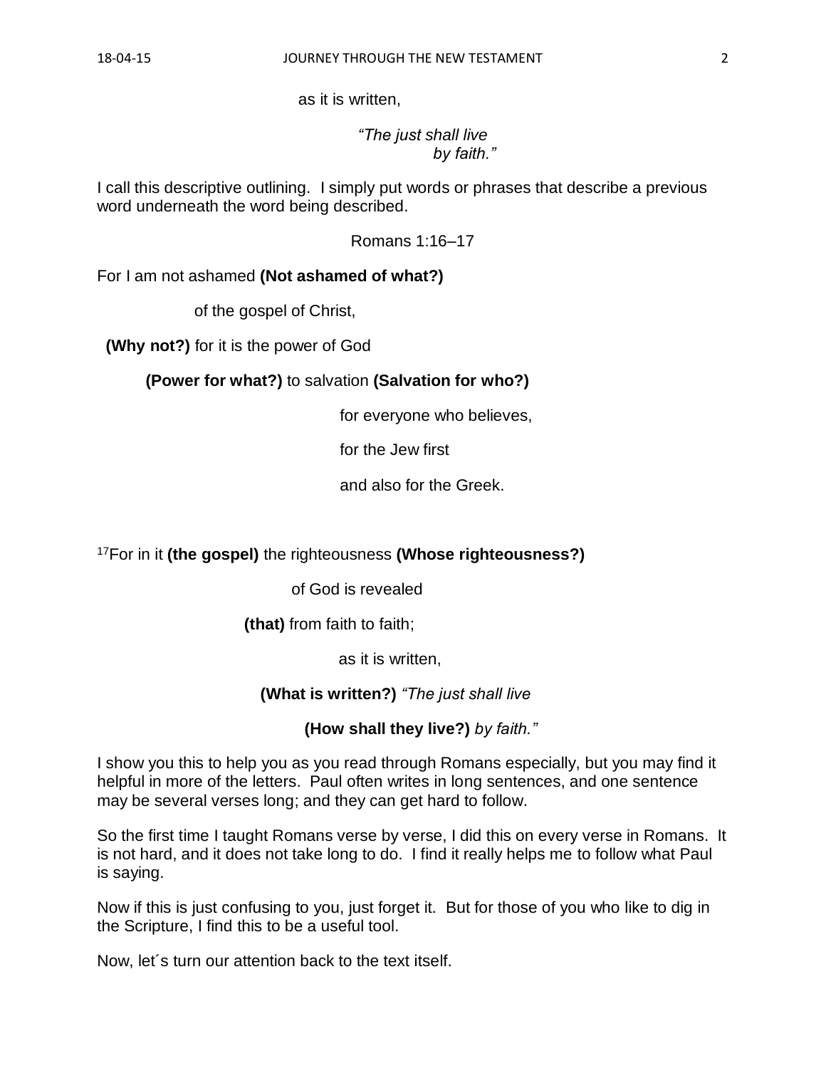as it is written,

*"The just shall live*
*by faith."*

I call this descriptive outlining. I simply put words or phrases that describe a previous word underneath the word being described.

Romans 1:16–17

For I am not ashamed **(Not ashamed of what?)**

of the gospel of Christ,

**(Why not?)** for it is the power of God

**(Power for what?)** to salvation **(Salvation for who?)**

for everyone who believes,

for the Jew first

and also for the Greek.

[17]For in it **(the gospel)** the righteousness **(Whose righteousness?)**

of God is revealed

**(that)** from faith to faith;

as it is written,

**(What is written?)** *"The just shall live*

**(How shall they live?)** *by faith."*

I show you this to help you as you read through Romans especially, but you may find it helpful in more of the letters. Paul often writes in long sentences, and one sentence may be several verses long; and they can get hard to follow.

So the first time I taught Romans verse by verse, I did this on every verse in Romans. It is not hard, and it does not take long to do. I find it really helps me to follow what Paul is saying.

Now if this is just confusing to you, just forget it. But for those of you who like to dig in the Scripture, I find this to be a useful tool.

Now, let´s turn our attention back to the text itself.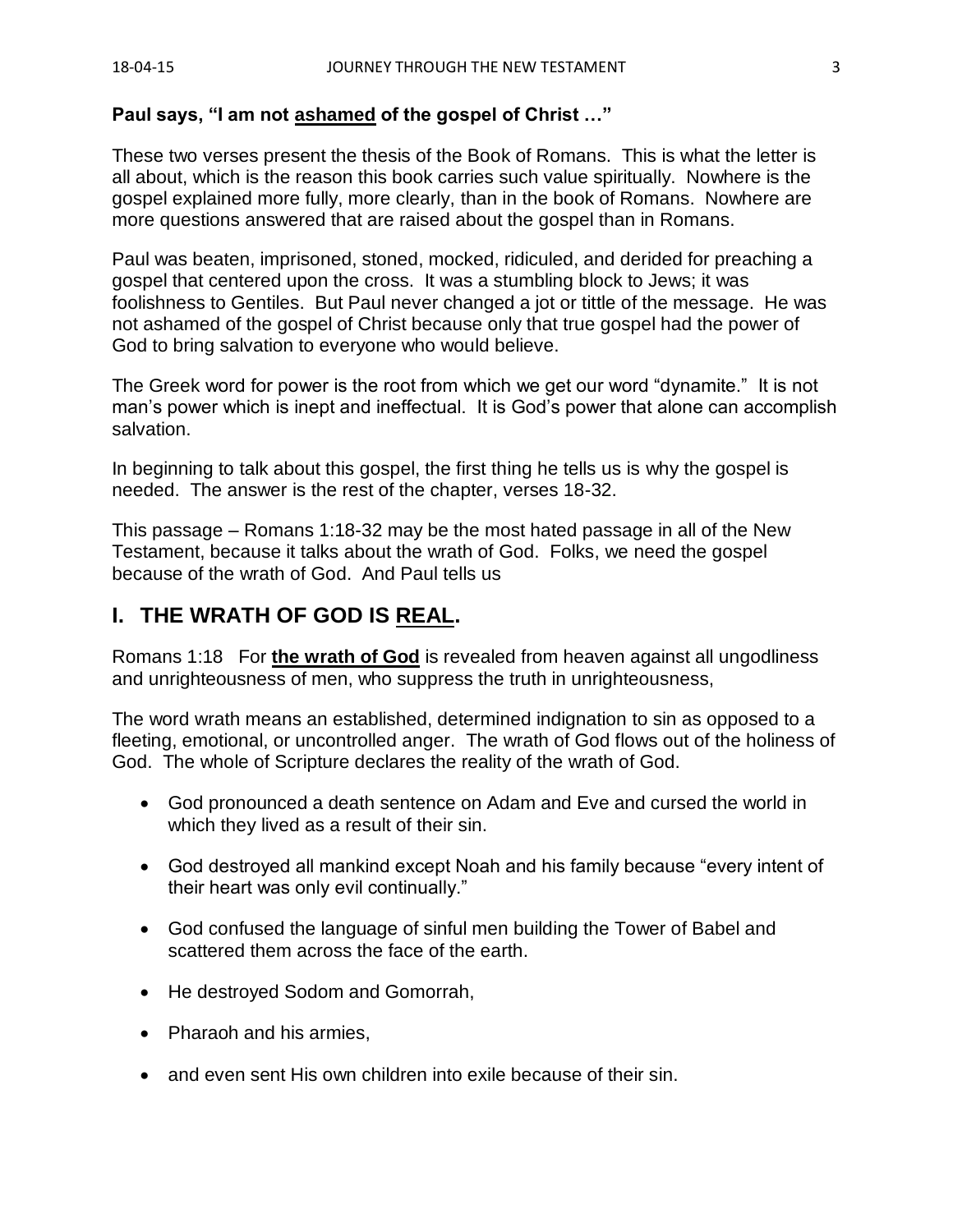**Paul says, "I am not <u>ashamed</u> of the gospel of Christ …"**

These two verses present the thesis of the Book of Romans. This is what the letter is all about, which is the reason this book carries such value spiritually. Nowhere is the gospel explained more fully, more clearly, than in the book of Romans. Nowhere are more questions answered that are raised about the gospel than in Romans.

Paul was beaten, imprisoned, stoned, mocked, ridiculed, and derided for preaching a gospel that centered upon the cross. It was a stumbling block to Jews; it was foolishness to Gentiles. But Paul never changed a jot or tittle of the message. He was not ashamed of the gospel of Christ because only that true gospel had the power of God to bring salvation to everyone who would believe.

The Greek word for power is the root from which we get our word "dynamite." It is not man's power which is inept and ineffectual. It is God's power that alone can accomplish salvation.

In beginning to talk about this gospel, the first thing he tells us is why the gospel is needed. The answer is the rest of the chapter, verses 18-32.

This passage – Romans 1:18-32 may be the most hated passage in all of the New Testament, because it talks about the wrath of God. Folks, we need the gospel because of the wrath of God. And Paul tells us

## I. THE WRATH OF GOD IS <u>REAL</u>.

Romans 1:18 For **<u>the wrath of God</u>** is revealed from heaven against all ungodliness and unrighteousness of men, who suppress the truth in unrighteousness,

The word wrath means an established, determined indignation to sin as opposed to a fleeting, emotional, or uncontrolled anger. The wrath of God flows out of the holiness of God. The whole of Scripture declares the reality of the wrath of God.

- God pronounced a death sentence on Adam and Eve and cursed the world in which they lived as a result of their sin.
- God destroyed all mankind except Noah and his family because "every intent of their heart was only evil continually."
- God confused the language of sinful men building the Tower of Babel and scattered them across the face of the earth.
- He destroyed Sodom and Gomorrah,
- Pharaoh and his armies,
- and even sent His own children into exile because of their sin.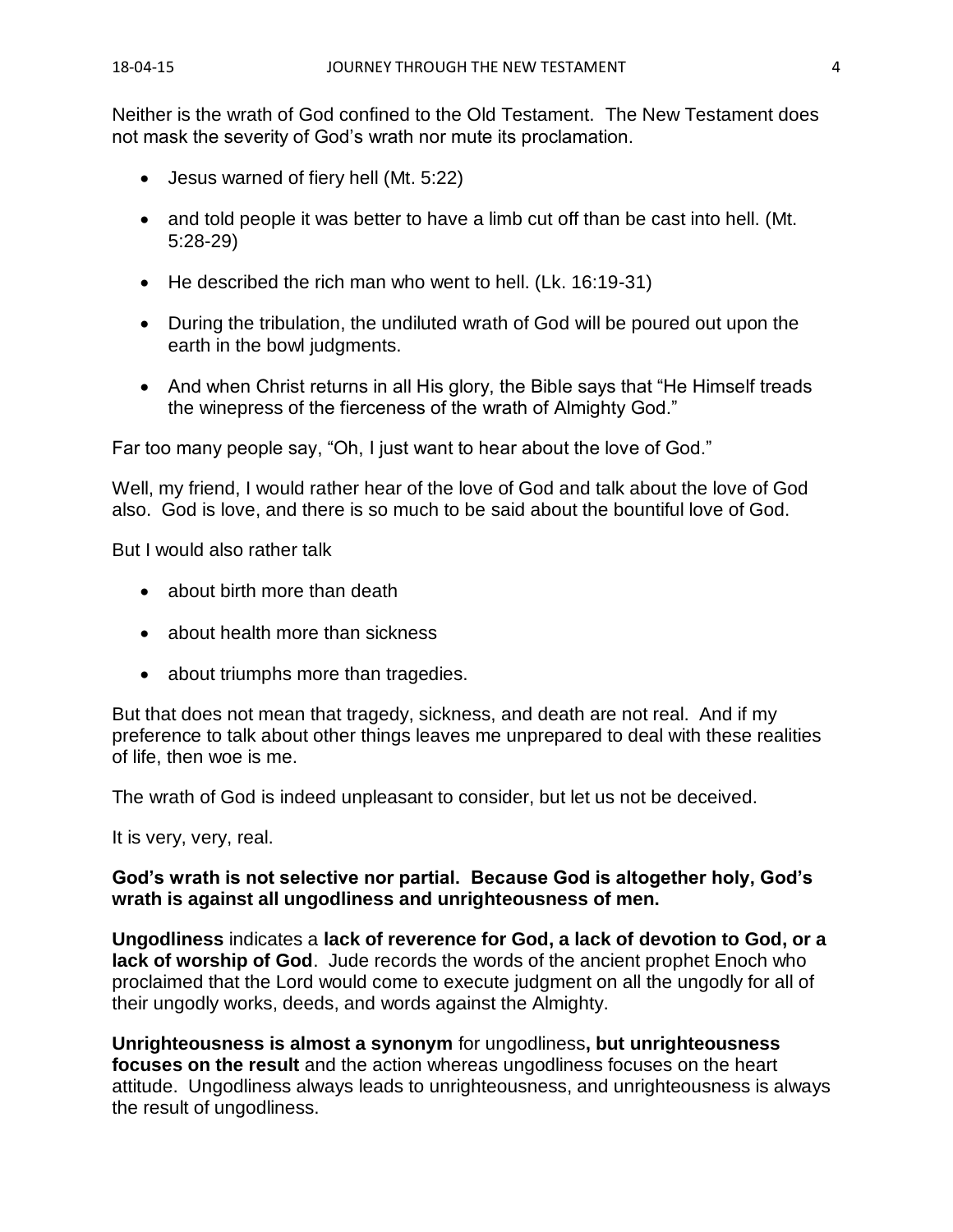Neither is the wrath of God confined to the Old Testament. The New Testament does not mask the severity of God's wrath nor mute its proclamation.

- Jesus warned of fiery hell (Mt. 5:22)
- and told people it was better to have a limb cut off than be cast into hell. (Mt. 5:28-29)
- He described the rich man who went to hell. (Lk. 16:19-31)
- During the tribulation, the undiluted wrath of God will be poured out upon the earth in the bowl judgments.
- And when Christ returns in all His glory, the Bible says that "He Himself treads the winepress of the fierceness of the wrath of Almighty God."

Far too many people say, "Oh, I just want to hear about the love of God."

Well, my friend, I would rather hear of the love of God and talk about the love of God also. God is love, and there is so much to be said about the bountiful love of God.

But I would also rather talk

- about birth more than death
- about health more than sickness
- about triumphs more than tragedies.

But that does not mean that tragedy, sickness, and death are not real. And if my preference to talk about other things leaves me unprepared to deal with these realities of life, then woe is me.

The wrath of God is indeed unpleasant to consider, but let us not be deceived.

It is very, very, real.

**God's wrath is not selective nor partial. Because God is altogether holy, God's wrath is against all ungodliness and unrighteousness of men.**

**Ungodliness** indicates a **lack of reverence for God, a lack of devotion to God, or a lack of worship of God**. Jude records the words of the ancient prophet Enoch who proclaimed that the Lord would come to execute judgment on all the ungodly for all of their ungodly works, deeds, and words against the Almighty.

**Unrighteousness is almost a synonym** for ungodliness**, but unrighteousness focuses on the result** and the action whereas ungodliness focuses on the heart attitude. Ungodliness always leads to unrighteousness, and unrighteousness is always the result of ungodliness.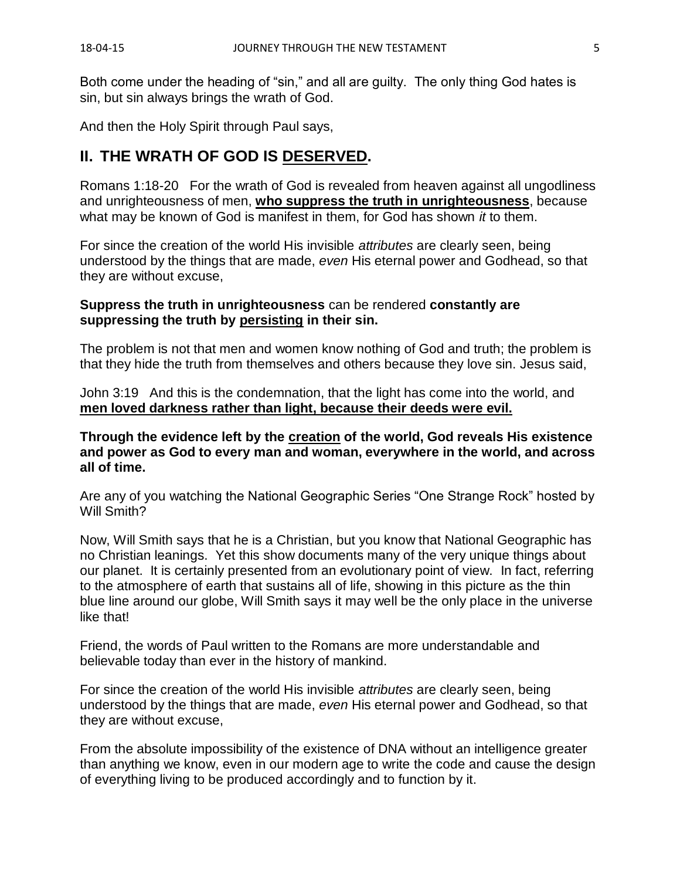Both come under the heading of "sin," and all are guilty. The only thing God hates is sin, but sin always brings the wrath of God.

And then the Holy Spirit through Paul says,

## II. THE WRATH OF GOD IS DESERVED.

Romans 1:18-20 For the wrath of God is revealed from heaven against all ungodliness and unrighteousness of men, **who suppress the truth in unrighteousness**, because what may be known of God is manifest in them, for God has shown *it* to them.

For since the creation of the world His invisible *attributes* are clearly seen, being understood by the things that are made, *even* His eternal power and Godhead, so that they are without excuse,

**Suppress the truth in unrighteousness** can be rendered **constantly are suppressing the truth by persisting in their sin.**

The problem is not that men and women know nothing of God and truth; the problem is that they hide the truth from themselves and others because they love sin. Jesus said,

John 3:19 And this is the condemnation, that the light has come into the world, and **men loved darkness rather than light, because their deeds were evil.**

**Through the evidence left by the creation of the world, God reveals His existence and power as God to every man and woman, everywhere in the world, and across all of time.**

Are any of you watching the National Geographic Series "One Strange Rock" hosted by Will Smith?

Now, Will Smith says that he is a Christian, but you know that National Geographic has no Christian leanings. Yet this show documents many of the very unique things about our planet. It is certainly presented from an evolutionary point of view. In fact, referring to the atmosphere of earth that sustains all of life, showing in this picture as the thin blue line around our globe, Will Smith says it may well be the only place in the universe like that!

Friend, the words of Paul written to the Romans are more understandable and believable today than ever in the history of mankind.

For since the creation of the world His invisible *attributes* are clearly seen, being understood by the things that are made, *even* His eternal power and Godhead, so that they are without excuse,

From the absolute impossibility of the existence of DNA without an intelligence greater than anything we know, even in our modern age to write the code and cause the design of everything living to be produced accordingly and to function by it.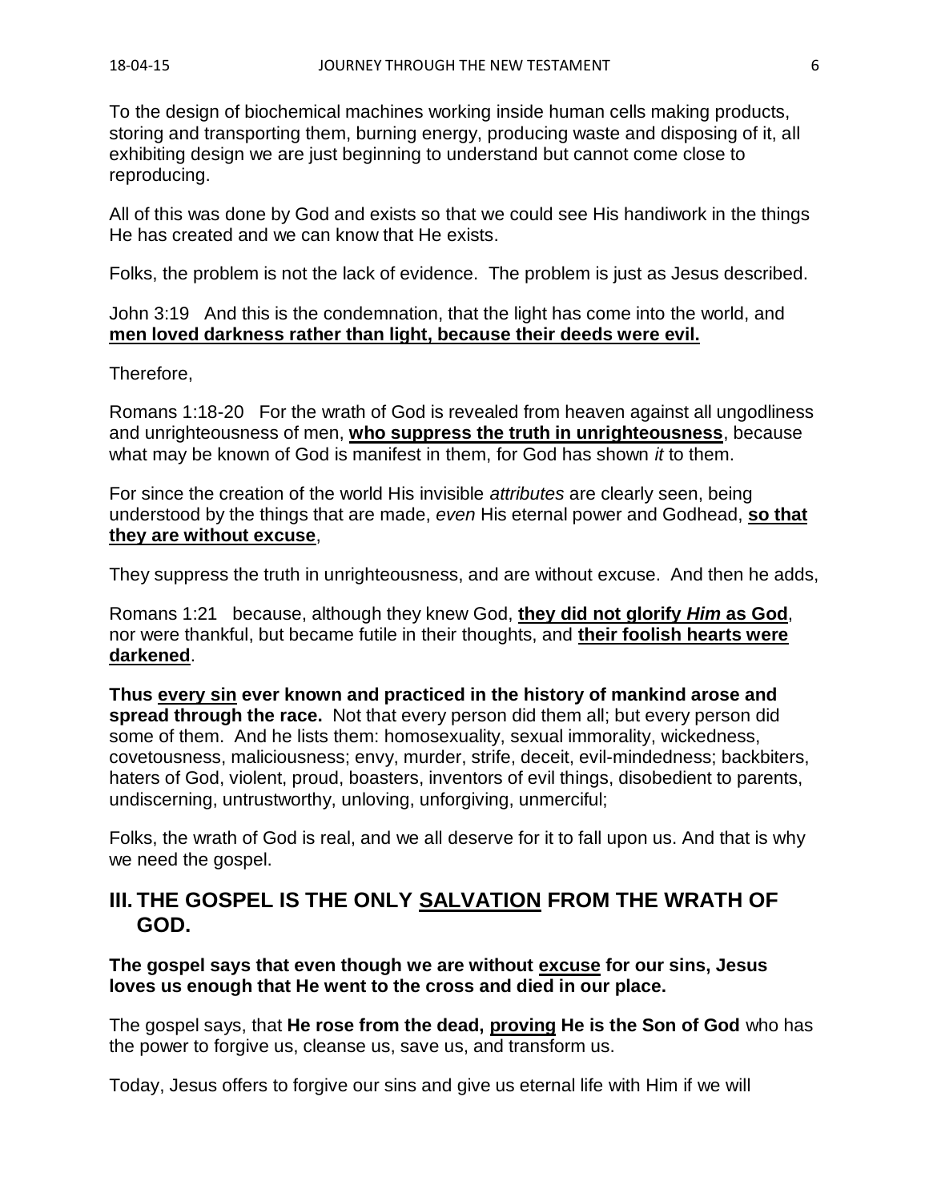To the design of biochemical machines working inside human cells making products, storing and transporting them, burning energy, producing waste and disposing of it, all exhibiting design we are just beginning to understand but cannot come close to reproducing.

All of this was done by God and exists so that we could see His handiwork in the things He has created and we can know that He exists.

Folks, the problem is not the lack of evidence. The problem is just as Jesus described.

John 3:19 And this is the condemnation, that the light has come into the world, and **men loved darkness rather than light, because their deeds were evil.**

Therefore,

Romans 1:18-20 For the wrath of God is revealed from heaven against all ungodliness and unrighteousness of men, **who suppress the truth in unrighteousness**, because what may be known of God is manifest in them, for God has shown *it* to them.

For since the creation of the world His invisible *attributes* are clearly seen, being understood by the things that are made, *even* His eternal power and Godhead, **so that they are without excuse**,

They suppress the truth in unrighteousness, and are without excuse. And then he adds,

Romans 1:21 because, although they knew God, **they did not glorify *Him* as God**, nor were thankful, but became futile in their thoughts, and **their foolish hearts were darkened**.

**Thus every sin ever known and practiced in the history of mankind arose and spread through the race.** Not that every person did them all; but every person did some of them. And he lists them: homosexuality, sexual immorality, wickedness, covetousness, maliciousness; envy, murder, strife, deceit, evil-mindedness; backbiters, haters of God, violent, proud, boasters, inventors of evil things, disobedient to parents, undiscerning, untrustworthy, unloving, unforgiving, unmerciful;

Folks, the wrath of God is real, and we all deserve for it to fall upon us. And that is why we need the gospel.

## III. THE GOSPEL IS THE ONLY SALVATION FROM THE WRATH OF GOD.

**The gospel says that even though we are without excuse for our sins, Jesus loves us enough that He went to the cross and died in our place.**

The gospel says, that **He rose from the dead, proving He is the Son of God** who has the power to forgive us, cleanse us, save us, and transform us.

Today, Jesus offers to forgive our sins and give us eternal life with Him if we will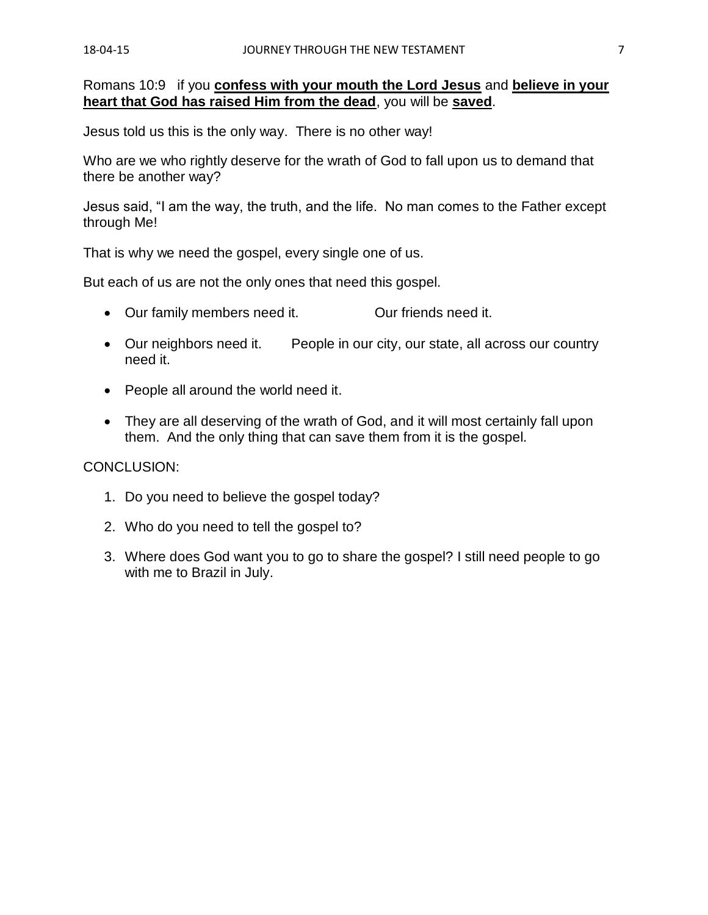Romans 10:9   if you **<u>confess with your mouth the Lord Jesus</u>** and **<u>believe in your heart that God has raised Him from the dead</u>**, you will be **<u>saved</u>**.

Jesus told us this is the only way.  There is no other way!

Who are we who rightly deserve for the wrath of God to fall upon us to demand that there be another way?

Jesus said, "I am the way, the truth, and the life.  No man comes to the Father except through Me!

That is why we need the gospel, every single one of us.

But each of us are not the only ones that need this gospel.

- Our family members need it.                Our friends need it.
- Our neighbors need it.        People in our city, our state, all across our country need it.
- People all around the world need it.
- They are all deserving of the wrath of God, and it will most certainly fall upon them.  And the only thing that can save them from it is the gospel.

CONCLUSION:

1. Do you need to believe the gospel today?
2. Who do you need to tell the gospel to?
3. Where does God want you to go to share the gospel? I still need people to go with me to Brazil in July.